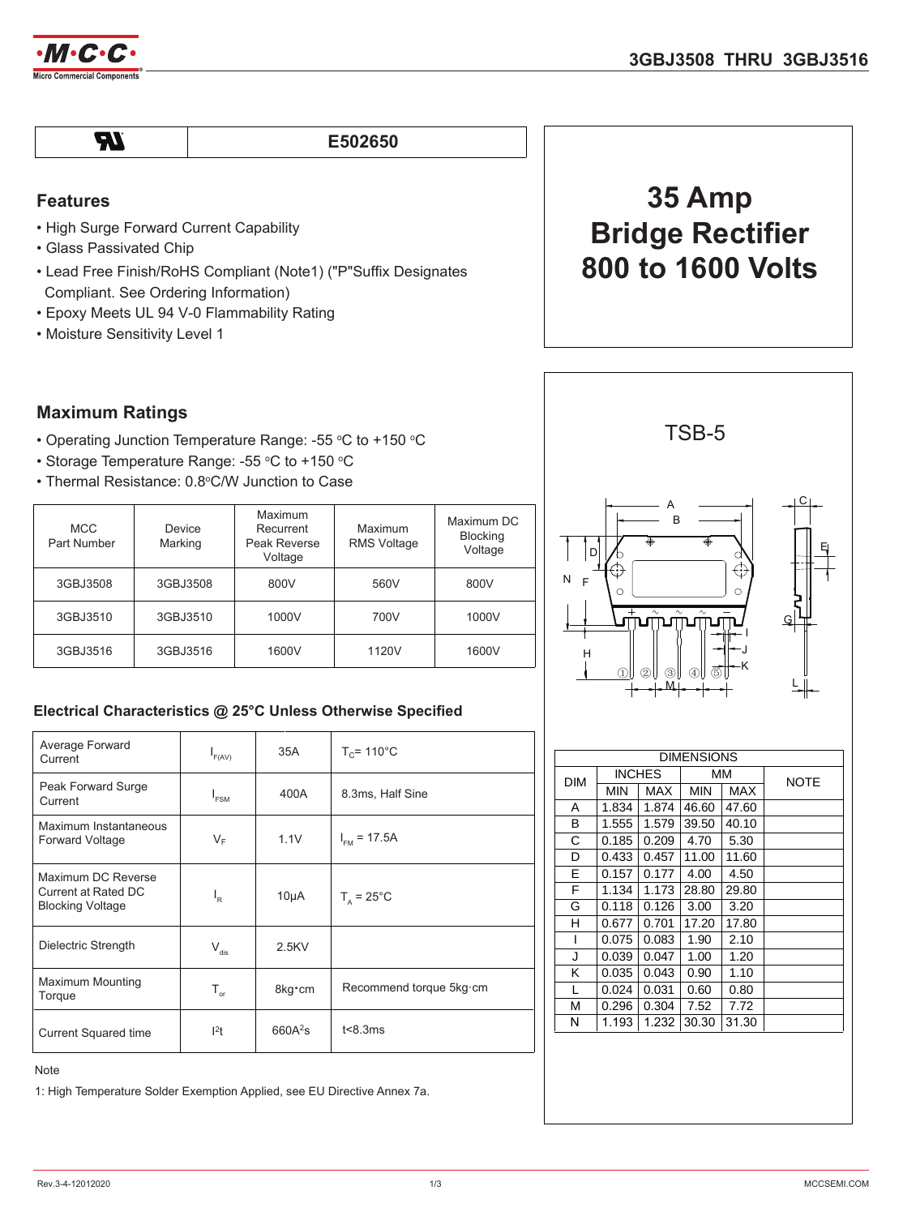# 3GBJ3508 THRU 3GBJ3516

| UL | E502650 |
|---|---|

## Features

- High Surge Forward Current Capability
- Glass Passivated Chip
- Lead Free Finish/RoHS Compliant (Note1) ("P"Suffix Designates Compliant. See Ordering Information)
- Epoxy Meets UL 94 V-0 Flammability Rating
- Moisture Sensitivity Level 1

# 35 Amp Bridge Rectifier 800 to 1600 Volts

## Maximum Ratings

- Operating Junction Temperature Range: -55 °C to +150 °C
- Storage Temperature Range: -55 °C to +150 °C
- Thermal Resistance: 0.8°C/W Junction to Case

| MCC Part Number | Device Marking | Maximum Recurrent Peak Reverse Voltage | Maximum RMS Voltage | Maximum DC Blocking Voltage |
|---|---|---|---|---|
| 3GBJ3508 | 3GBJ3508 | 800V | 560V | 800V |
| 3GBJ3510 | 3GBJ3510 | 1000V | 700V | 1000V |
| 3GBJ3516 | 3GBJ3516 | 1600V | 1120V | 1600V |

### Electrical Characteristics @ 25°C Unless Otherwise Specified

| | | | |
|---|---|---|---|
| Average Forward Current | $I_{F(AV)}$ | 35A | $T_C$= 110°C |
| Peak Forward Surge Current | $I_{FSM}$ | 400A | 8.3ms, Half Sine |
| Maximum Instantaneous Forward Voltage | $V_F$ | 1.1V | $I_{FM}$ = 17.5A |
| Maximum DC Reverse Current at Rated DC Blocking Voltage | $I_R$ | 10μA | $T_A$ = 25°C |
| Dielectric Strength | $V_{dis}$ | 2.5KV | |
| Maximum Mounting Torque | $T_{or}$ | 8kg·cm | Recommend torque 5kg·cm |
| Current Squared time | $I^2t$ | 660$A^2$s | t<8.3ms |

Note

1: High Temperature Solder Exemption Applied, see EU Directive Annex 7a.

## TSB-5

| DIMENSIONS | | | | | |
|---|---|---|---|---|---|
| DIM | INCHES | | MM | | NOTE |
| | MIN | MAX | MIN | MAX | |
| A | 1.834 | 1.874 | 46.60 | 47.60 | |
| B | 1.555 | 1.579 | 39.50 | 40.10 | |
| C | 0.185 | 0.209 | 4.70 | 5.30 | |
| D | 0.433 | 0.457 | 11.00 | 11.60 | |
| E | 0.157 | 0.177 | 4.00 | 4.50 | |
| F | 1.134 | 1.173 | 28.80 | 29.80 | |
| G | 0.118 | 0.126 | 3.00 | 3.20 | |
| H | 0.677 | 0.701 | 17.20 | 17.80 | |
| I | 0.075 | 0.083 | 1.90 | 2.10 | |
| J | 0.039 | 0.047 | 1.00 | 1.20 | |
| K | 0.035 | 0.043 | 0.90 | 1.10 | |
| L | 0.024 | 0.031 | 0.60 | 0.80 | |
| M | 0.296 | 0.304 | 7.52 | 7.72 | |
| N | 1.193 | 1.232 | 30.30 | 31.30 | |

Rev.3-4-12012020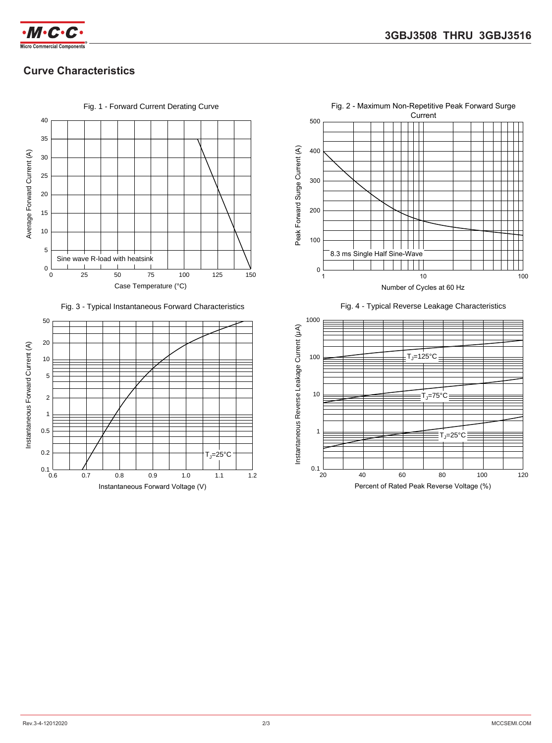## Curve Characteristics

Fig. 1 - Forward Current Derating Curve

Average Forward Current (A)

Sine wave R-load with heatsink

Case Temperature (°C)

Fig. 2 - Maximum Non-Repetitive Peak Forward Surge Current

Peak Forward Surge Current (A)

8.3 ms Single Half Sine-Wave

Number of Cycles at 60 Hz

Fig. 3 - Typical Instantaneous Forward Characteristics

Instantaneous Forward Current (A)

$T_J$=25°C

Instantaneous Forward Voltage (V)

Fig. 4 - Typical Reverse Leakage Characteristics

Instantaneous Reverse Leakage Current (μA)

$T_J$=125°C

$T_J$=75°C

$T_J$=25°C

Percent of Rated Peak Reverse Voltage (%)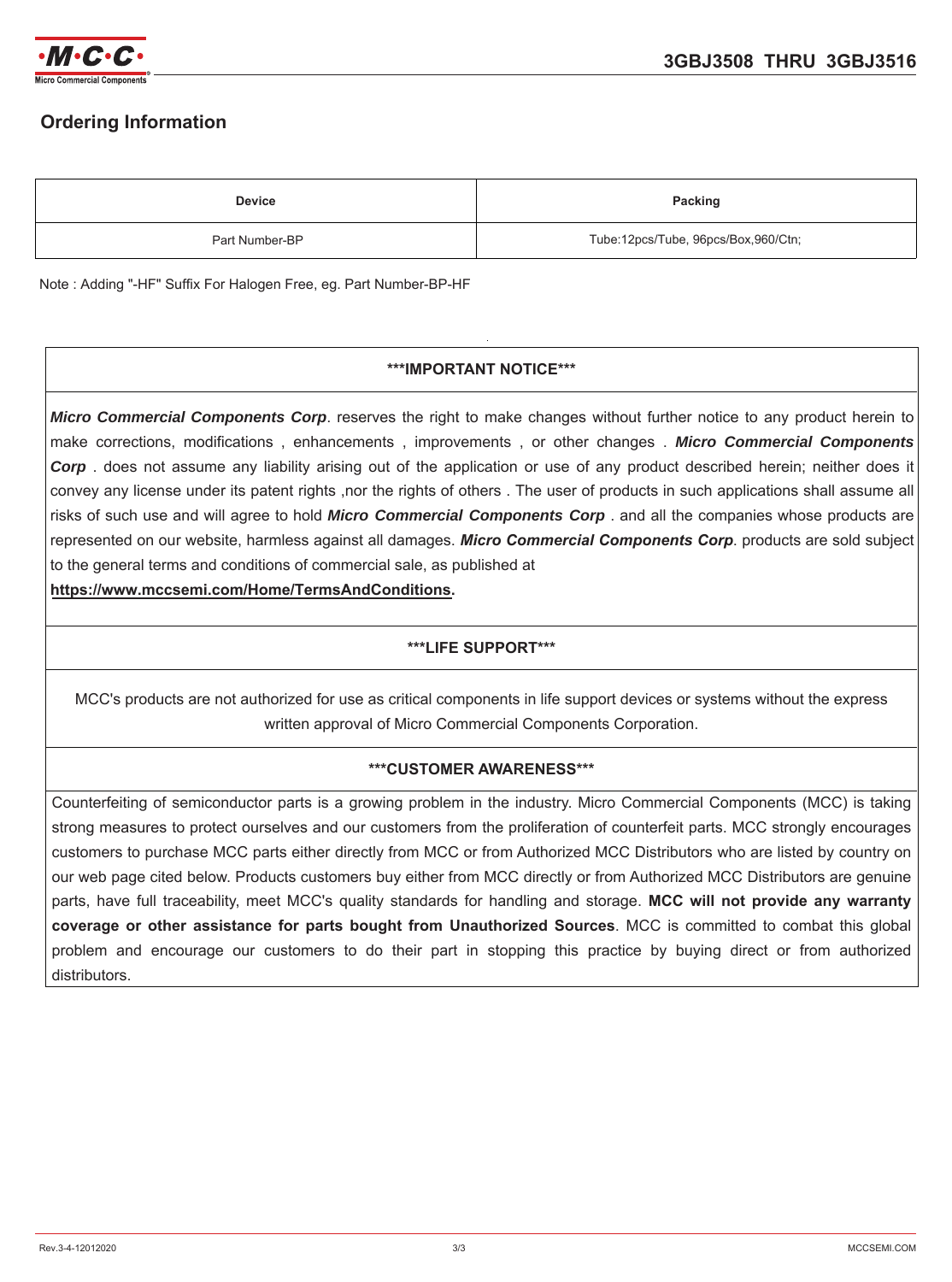## Ordering Information

| Device | Packing |
| --- | --- |
| Part Number-BP | Tube:12pcs/Tube, 96pcs/Box,960/Ctn; |

Note : Adding "-HF" Suffix For Halogen Free, eg. Part Number-BP-HF

**\*\*\*IMPORTANT NOTICE\*\*\***

***Micro Commercial Components Corp***. reserves the right to make changes without further notice to any product herein to make corrections, modifications , enhancements , improvements , or other changes . ***Micro Commercial Components Corp*** . does not assume any liability arising out of the application or use of any product described herein; neither does it convey any license under its patent rights ,nor the rights of others . The user of products in such applications shall assume all risks of such use and will agree to hold ***Micro Commercial Components Corp*** . and all the companies whose products are represented on our website, harmless against all damages. ***Micro Commercial Components Corp***. products are sold subject to the general terms and conditions of commercial sale, as published at
**https://www.mccsemi.com/Home/TermsAndConditions.**

**\*\*\*LIFE SUPPORT\*\*\***

MCC's products are not authorized for use as critical components in life support devices or systems without the express written approval of Micro Commercial Components Corporation.

**\*\*\*CUSTOMER AWARENESS\*\*\***

Counterfeiting of semiconductor parts is a growing problem in the industry. Micro Commercial Components (MCC) is taking strong measures to protect ourselves and our customers from the proliferation of counterfeit parts. MCC strongly encourages customers to purchase MCC parts either directly from MCC or from Authorized MCC Distributors who are listed by country on our web page cited below. Products customers buy either from MCC directly or from Authorized MCC Distributors are genuine parts, have full traceability, meet MCC's quality standards for handling and storage. **MCC will not provide any warranty coverage or other assistance for parts bought from Unauthorized Sources**. MCC is committed to combat this global problem and encourage our customers to do their part in stopping this practice by buying direct or from authorized distributors.